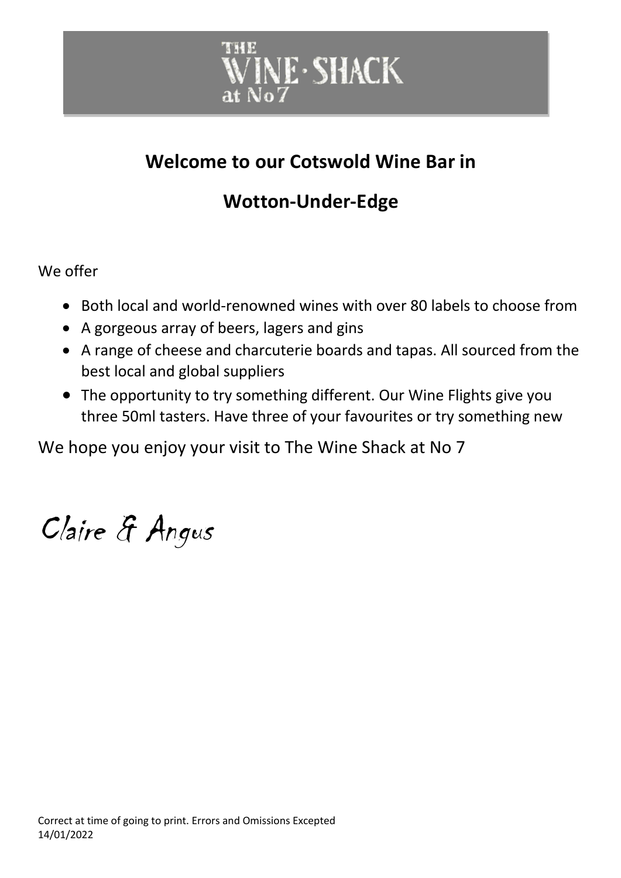# THE WINE · SHACK at No7

## Welcome to our Cotswold Wine Bar in

## Wotton-Under-Edge

We offer

- Both local and world-renowned wines with over 80 labels to choose from
- A gorgeous array of beers, lagers and gins
- A range of cheese and charcuterie boards and tapas. All sourced from the best local and global suppliers
- The opportunity to try something different. Our Wine Flights give you three 50ml tasters. Have three of your favourites or try something new

We hope you enjoy your visit to The Wine Shack at No 7

*Claire & Angus*

Correct at time of going to print. Errors and Omissions Excepted
14/01/2022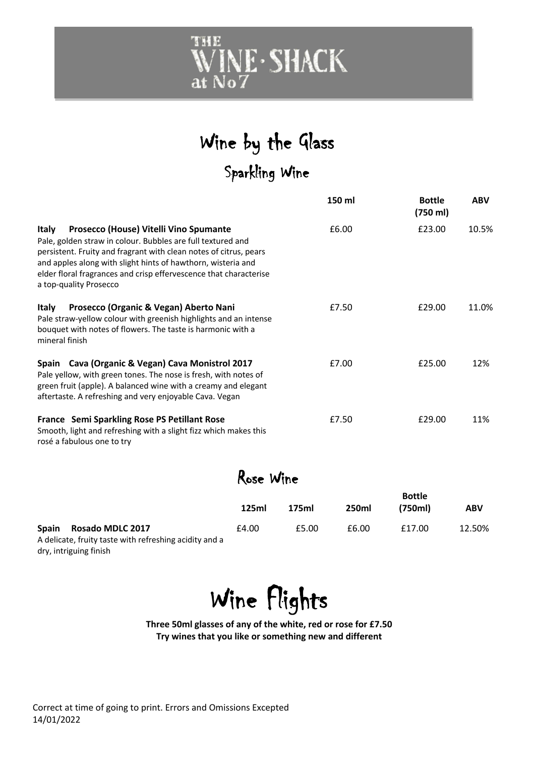# THE WINE·SHACK at No7

# Wine by the Glass

## Sparkling Wine

| | 150 ml | Bottle (750 ml) | ABV |
|---|---|---|---|
| **Italy Prosecco (House) Vitelli Vino Spumante** Pale, golden straw in colour. Bubbles are full textured and persistent. Fruity and fragrant with clean notes of citrus, pears and apples along with slight hints of hawthorn, wisteria and elder floral fragrances and crisp effervescence that characterise a top-quality Prosecco | £6.00 | £23.00 | 10.5% |
| **Italy Prosecco (Organic & Vegan) Aberto Nani** Pale straw-yellow colour with greenish highlights and an intense bouquet with notes of flowers. The taste is harmonic with a mineral finish | £7.50 | £29.00 | 11.0% |
| **Spain Cava (Organic & Vegan) Cava Monistrol 2017** Pale yellow, with green tones. The nose is fresh, with notes of green fruit (apple). A balanced wine with a creamy and elegant aftertaste. A refreshing and very enjoyable Cava. Vegan | £7.00 | £25.00 | 12% |
| **France Semi Sparkling Rose PS Petillant Rose** Smooth, light and refreshing with a slight fizz which makes this rosé a fabulous one to try | £7.50 | £29.00 | 11% |

## Rose Wine

| | 125ml | 175ml | 250ml | Bottle (750ml) | ABV |
|---|---|---|---|---|---|
| **Spain Rosado MDLC 2017** A delicate, fruity taste with refreshing acidity and a dry, intriguing finish | £4.00 | £5.00 | £6.00 | £17.00 | 12.50% |

# Wine Flights

**Three 50ml glasses of any of the white, red or rose for £7.50**
**Try wines that you like or something new and different**

Correct at time of going to print. Errors and Omissions Excepted
14/01/2022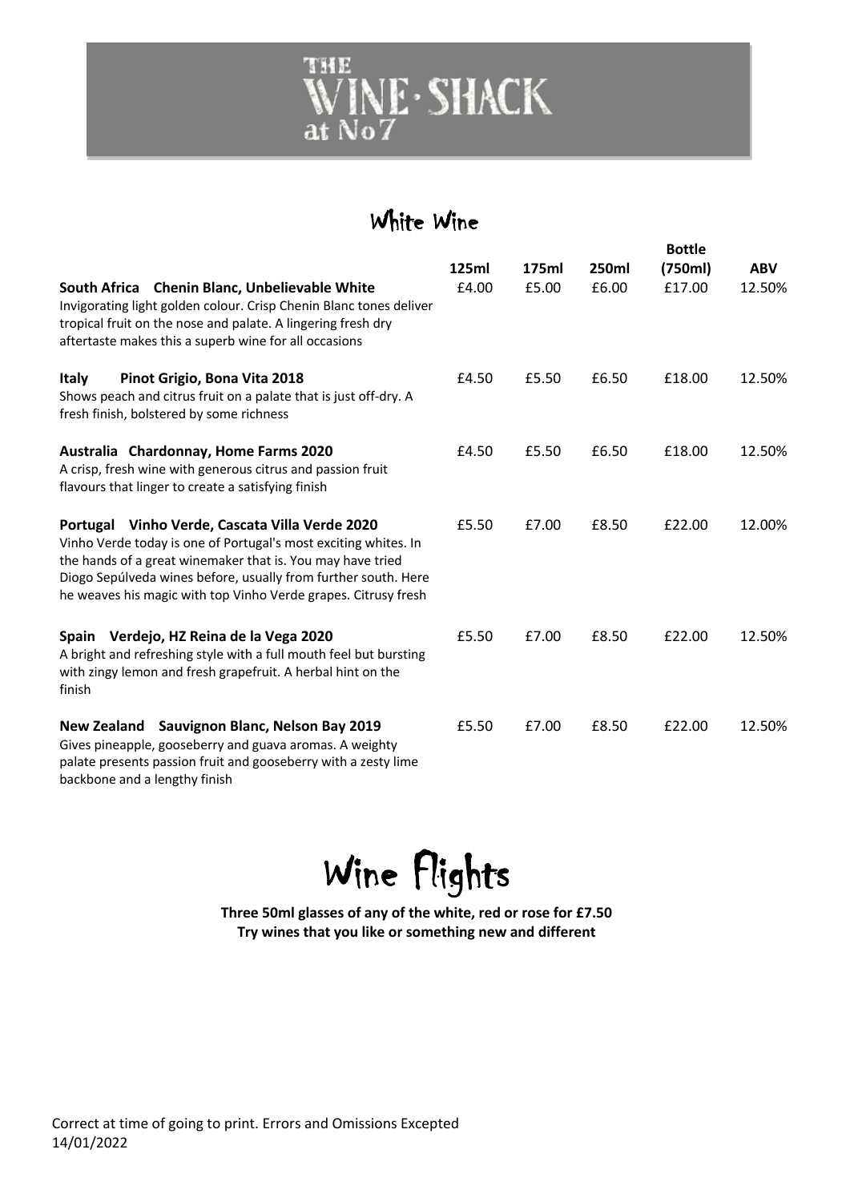# THE WINE·SHACK at No7

## White Wine

| | 125ml | 175ml | 250ml | Bottle (750ml) | ABV |
|---|---|---|---|---|---|
| **South Africa Chenin Blanc, Unbelievable White**<br>Invigorating light golden colour. Crisp Chenin Blanc tones deliver tropical fruit on the nose and palate. A lingering fresh dry aftertaste makes this a superb wine for all occasions | £4.00 | £5.00 | £6.00 | £17.00 | 12.50% |
| **Italy Pinot Grigio, Bona Vita 2018**<br>Shows peach and citrus fruit on a palate that is just off-dry. A fresh finish, bolstered by some richness | £4.50 | £5.50 | £6.50 | £18.00 | 12.50% |
| **Australia Chardonnay, Home Farms 2020**<br>A crisp, fresh wine with generous citrus and passion fruit flavours that linger to create a satisfying finish | £4.50 | £5.50 | £6.50 | £18.00 | 12.50% |
| **Portugal Vinho Verde, Cascata Villa Verde 2020**<br>Vinho Verde today is one of Portugal's most exciting whites. In the hands of a great winemaker that is. You may have tried Diogo Sepúlveda wines before, usually from further south. Here he weaves his magic with top Vinho Verde grapes. Citrusy fresh | £5.50 | £7.00 | £8.50 | £22.00 | 12.00% |
| **Spain Verdejo, HZ Reina de la Vega 2020**<br>A bright and refreshing style with a full mouth feel but bursting with zingy lemon and fresh grapefruit. A herbal hint on the finish | £5.50 | £7.00 | £8.50 | £22.00 | 12.50% |
| **New Zealand Sauvignon Blanc, Nelson Bay 2019**<br>Gives pineapple, gooseberry and guava aromas. A weighty palate presents passion fruit and gooseberry with a zesty lime backbone and a lengthy finish | £5.50 | £7.00 | £8.50 | £22.00 | 12.50% |

## Wine Flights

**Three 50ml glasses of any of the white, red or rose for £7.50**
**Try wines that you like or something new and different**

Correct at time of going to print. Errors and Omissions Excepted
14/01/2022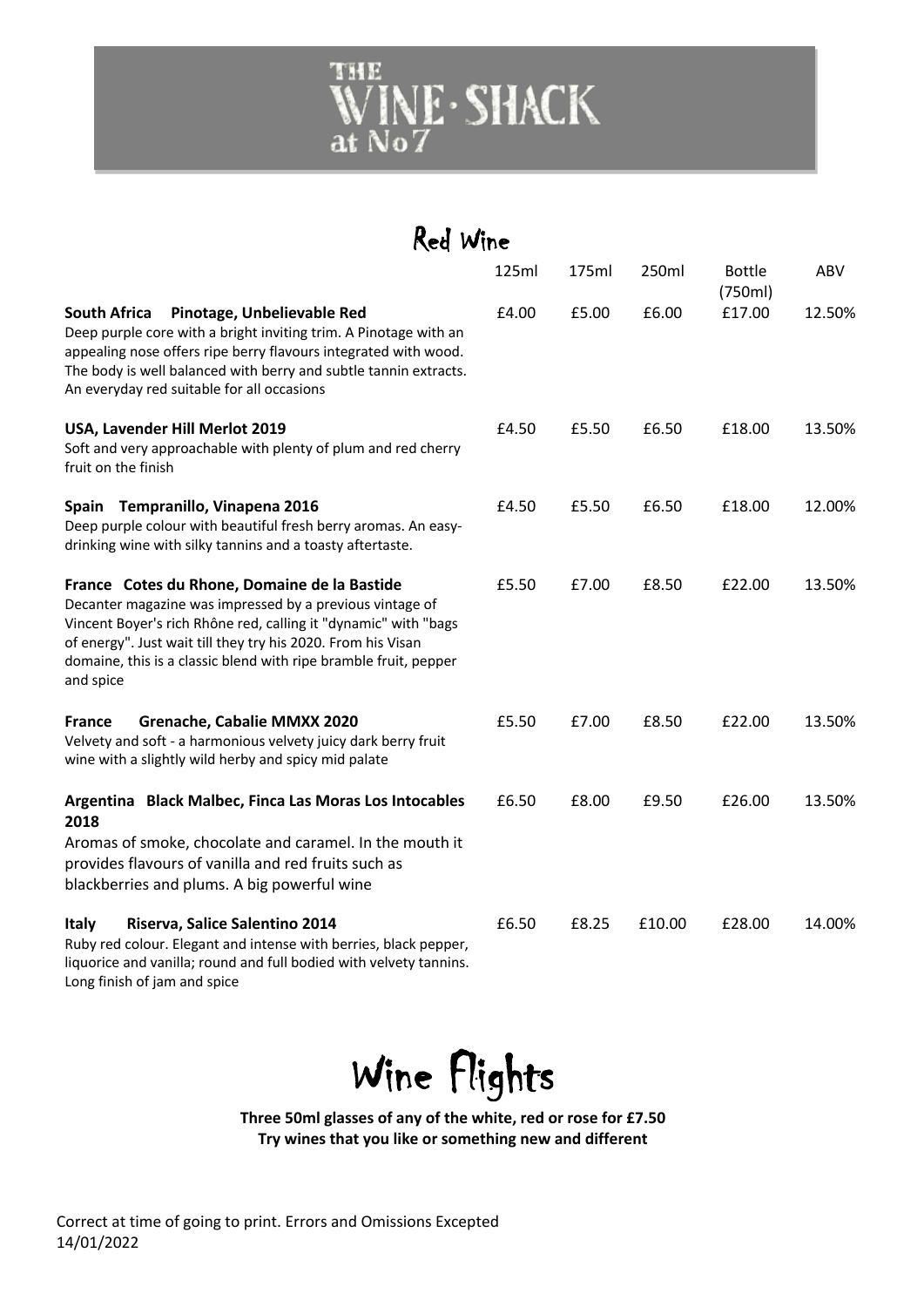# THE WINE·SHACK at No7

## Red Wine

| | 125ml | 175ml | 250ml | Bottle (750ml) | ABV |
|---|---|---|---|---|---|
| **South Africa Pinotage, Unbelievable Red**<br>Deep purple core with a bright inviting trim. A Pinotage with an appealing nose offers ripe berry flavours integrated with wood. The body is well balanced with berry and subtle tannin extracts. An everyday red suitable for all occasions | £4.00 | £5.00 | £6.00 | £17.00 | 12.50% |
| **USA, Lavender Hill Merlot 2019**<br>Soft and very approachable with plenty of plum and red cherry fruit on the finish | £4.50 | £5.50 | £6.50 | £18.00 | 13.50% |
| **Spain Tempranillo, Vinapena 2016**<br>Deep purple colour with beautiful fresh berry aromas. An easy-drinking wine with silky tannins and a toasty aftertaste. | £4.50 | £5.50 | £6.50 | £18.00 | 12.00% |
| **France Cotes du Rhone, Domaine de la Bastide**<br>Decanter magazine was impressed by a previous vintage of Vincent Boyer's rich Rhône red, calling it "dynamic" with "bags of energy". Just wait till they try his 2020. From his Visan domaine, this is a classic blend with ripe bramble fruit, pepper and spice | £5.50 | £7.00 | £8.50 | £22.00 | 13.50% |
| **France Grenache, Cabalie MMXX 2020**<br>Velvety and soft - a harmonious velvety juicy dark berry fruit wine with a slightly wild herby and spicy mid palate | £5.50 | £7.00 | £8.50 | £22.00 | 13.50% |
| **Argentina Black Malbec, Finca Las Moras Los Intocables 2018**<br>Aromas of smoke, chocolate and caramel. In the mouth it provides flavours of vanilla and red fruits such as blackberries and plums. A big powerful wine | £6.50 | £8.00 | £9.50 | £26.00 | 13.50% |
| **Italy Riserva, Salice Salentino 2014**<br>Ruby red colour. Elegant and intense with berries, black pepper, liquorice and vanilla; round and full bodied with velvety tannins. Long finish of jam and spice | £6.50 | £8.25 | £10.00 | £28.00 | 14.00% |

## Wine Flights

**Three 50ml glasses of any of the white, red or rose for £7.50**
**Try wines that you like or something new and different**

Correct at time of going to print. Errors and Omissions Excepted
14/01/2022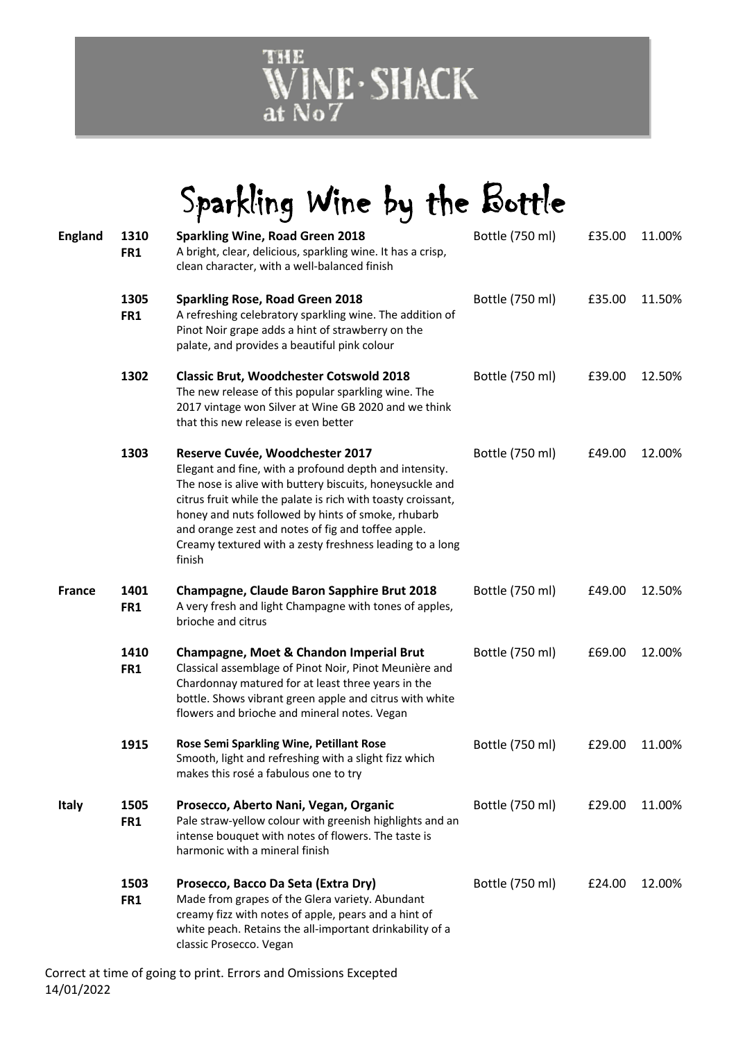# THE WINE · SHACK at No7

## Sparkling Wine by the Bottle

| Country | Code | Wine | Size | Price | ABV |
|---|---|---|---|---|---|
| England | 1310 FR1 | **Sparkling Wine, Road Green 2018**<br>A bright, clear, delicious, sparkling wine. It has a crisp, clean character, with a well-balanced finish | Bottle (750 ml) | £35.00 | 11.00% |
| | 1305 FR1 | **Sparkling Rose, Road Green 2018**<br>A refreshing celebratory sparkling wine. The addition of Pinot Noir grape adds a hint of strawberry on the palate, and provides a beautiful pink colour | Bottle (750 ml) | £35.00 | 11.50% |
| | 1302 | **Classic Brut, Woodchester Cotswold 2018**<br>The new release of this popular sparkling wine. The 2017 vintage won Silver at Wine GB 2020 and we think that this new release is even better | Bottle (750 ml) | £39.00 | 12.50% |
| | 1303 | **Reserve Cuvée, Woodchester 2017**<br>Elegant and fine, with a profound depth and intensity. The nose is alive with buttery biscuits, honeysuckle and citrus fruit while the palate is rich with toasty croissant, honey and nuts followed by hints of smoke, rhubarb and orange zest and notes of fig and toffee apple. Creamy textured with a zesty freshness leading to a long finish | Bottle (750 ml) | £49.00 | 12.00% |
| France | 1401 FR1 | **Champagne, Claude Baron Sapphire Brut 2018**<br>A very fresh and light Champagne with tones of apples, brioche and citrus | Bottle (750 ml) | £49.00 | 12.50% |
| | 1410 FR1 | **Champagne, Moet & Chandon Imperial Brut**<br>Classical assemblage of Pinot Noir, Pinot Meunière and Chardonnay matured for at least three years in the bottle. Shows vibrant green apple and citrus with white flowers and brioche and mineral notes. Vegan | Bottle (750 ml) | £69.00 | 12.00% |
| | 1915 | **Rose Semi Sparkling Wine, Petillant Rose**<br>Smooth, light and refreshing with a slight fizz which makes this rosé a fabulous one to try | Bottle (750 ml) | £29.00 | 11.00% |
| Italy | 1505 FR1 | **Prosecco, Aberto Nani, Vegan, Organic**<br>Pale straw-yellow colour with greenish highlights and an intense bouquet with notes of flowers. The taste is harmonic with a mineral finish | Bottle (750 ml) | £29.00 | 11.00% |
| | 1503 FR1 | **Prosecco, Bacco Da Seta (Extra Dry)**<br>Made from grapes of the Glera variety. Abundant creamy fizz with notes of apple, pears and a hint of white peach. Retains the all-important drinkability of a classic Prosecco. Vegan | Bottle (750 ml) | £24.00 | 12.00% |

Correct at time of going to print. Errors and Omissions Excepted
14/01/2022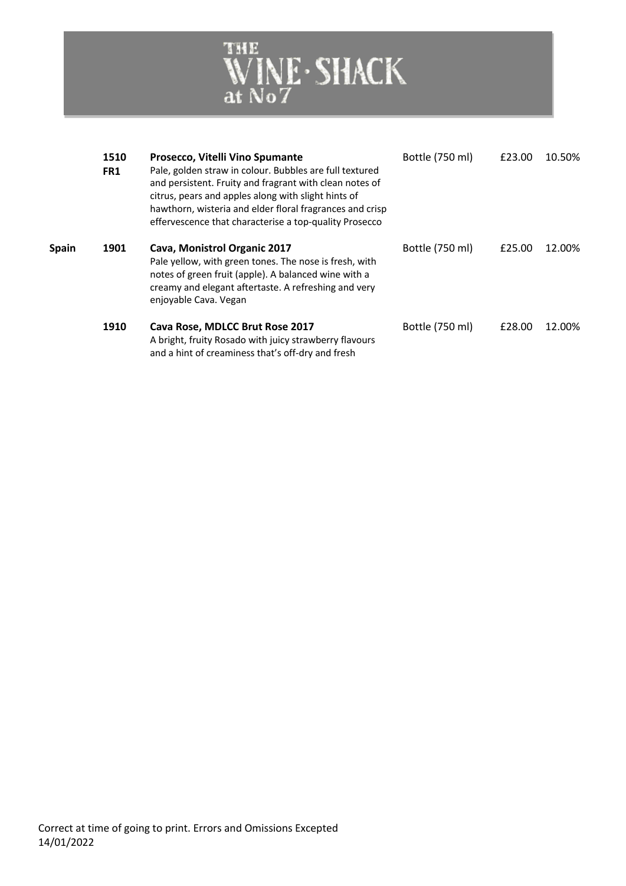# THE WINE·SHACK at No7

| Country | Code | Wine | Size | Price | ABV |
|---|---|---|---|---|---|
| | 1510<br>FR1 | **Prosecco, Vitelli Vino Spumante**<br>Pale, golden straw in colour. Bubbles are full textured and persistent. Fruity and fragrant with clean notes of citrus, pears and apples along with slight hints of hawthorn, wisteria and elder floral fragrances and crisp effervescence that characterise a top-quality Prosecco | Bottle (750 ml) | £23.00 | 10.50% |
| **Spain** | 1901 | **Cava, Monistrol Organic 2017**<br>Pale yellow, with green tones. The nose is fresh, with notes of green fruit (apple). A balanced wine with a creamy and elegant aftertaste. A refreshing and very enjoyable Cava. Vegan | Bottle (750 ml) | £25.00 | 12.00% |
| | 1910 | **Cava Rose, MDLCC Brut Rose 2017**<br>A bright, fruity Rosado with juicy strawberry flavours and a hint of creaminess that's off-dry and fresh | Bottle (750 ml) | £28.00 | 12.00% |

Correct at time of going to print. Errors and Omissions Excepted
14/01/2022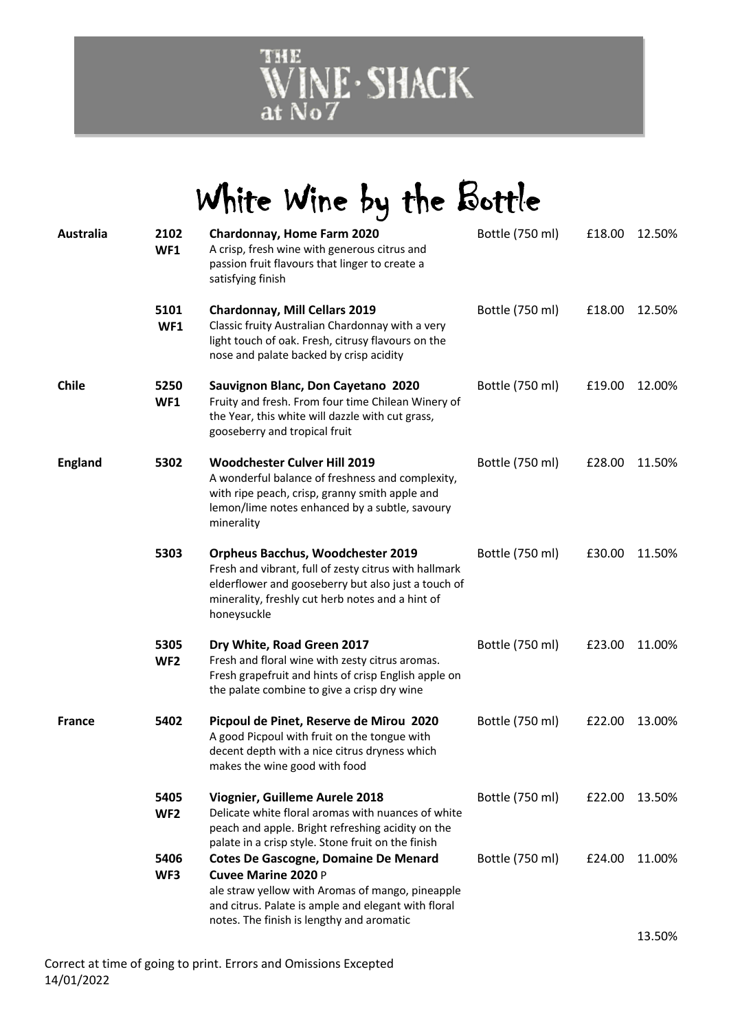# THE WINE·SHACK at No7

## White Wine by the Bottle

| Country | Code | Wine | Size | Price | ABV |
|---|---|---|---|---|---|
| **Australia** | **2102 WF1** | **Chardonnay, Home Farm 2020**<br>A crisp, fresh wine with generous citrus and passion fruit flavours that linger to create a satisfying finish | Bottle (750 ml) | £18.00 | 12.50% |
| | **5101 WF1** | **Chardonnay, Mill Cellars 2019**<br>Classic fruity Australian Chardonnay with a very light touch of oak. Fresh, citrusy flavours on the nose and palate backed by crisp acidity | Bottle (750 ml) | £18.00 | 12.50% |
| **Chile** | **5250 WF1** | **Sauvignon Blanc, Don Cayetano 2020**<br>Fruity and fresh. From four time Chilean Winery of the Year, this white will dazzle with cut grass, gooseberry and tropical fruit | Bottle (750 ml) | £19.00 | 12.00% |
| **England** | **5302** | **Woodchester Culver Hill 2019**<br>A wonderful balance of freshness and complexity, with ripe peach, crisp, granny smith apple and lemon/lime notes enhanced by a subtle, savoury minerality | Bottle (750 ml) | £28.00 | 11.50% |
| | **5303** | **Orpheus Bacchus, Woodchester 2019**<br>Fresh and vibrant, full of zesty citrus with hallmark elderflower and gooseberry but also just a touch of minerality, freshly cut herb notes and a hint of honeysuckle | Bottle (750 ml) | £30.00 | 11.50% |
| | **5305 WF2** | **Dry White, Road Green 2017**<br>Fresh and floral wine with zesty citrus aromas. Fresh grapefruit and hints of crisp English apple on the palate combine to give a crisp dry wine | Bottle (750 ml) | £23.00 | 11.00% |
| **France** | **5402** | **Picpoul de Pinet, Reserve de Mirou 2020**<br>A good Picpoul with fruit on the tongue with decent depth with a nice citrus dryness which makes the wine good with food | Bottle (750 ml) | £22.00 | 13.00% |
| | **5405 WF2** | **Viognier, Guilleme Aurele 2018**<br>Delicate white floral aromas with nuances of white peach and apple. Bright refreshing acidity on the palate in a crisp style. Stone fruit on the finish | Bottle (750 ml) | £22.00 | 13.50% |
| | **5406 WF3** | **Cotes De Gascogne, Domaine De Menard Cuvee Marine 2020** P<br>ale straw yellow with Aromas of mango, pineapple and citrus. Palate is ample and elegant with floral notes. The finish is lengthy and aromatic | Bottle (750 ml) | £24.00 | 11.00% |
| | | | | | 13.50% |

Correct at time of going to print. Errors and Omissions Excepted
14/01/2022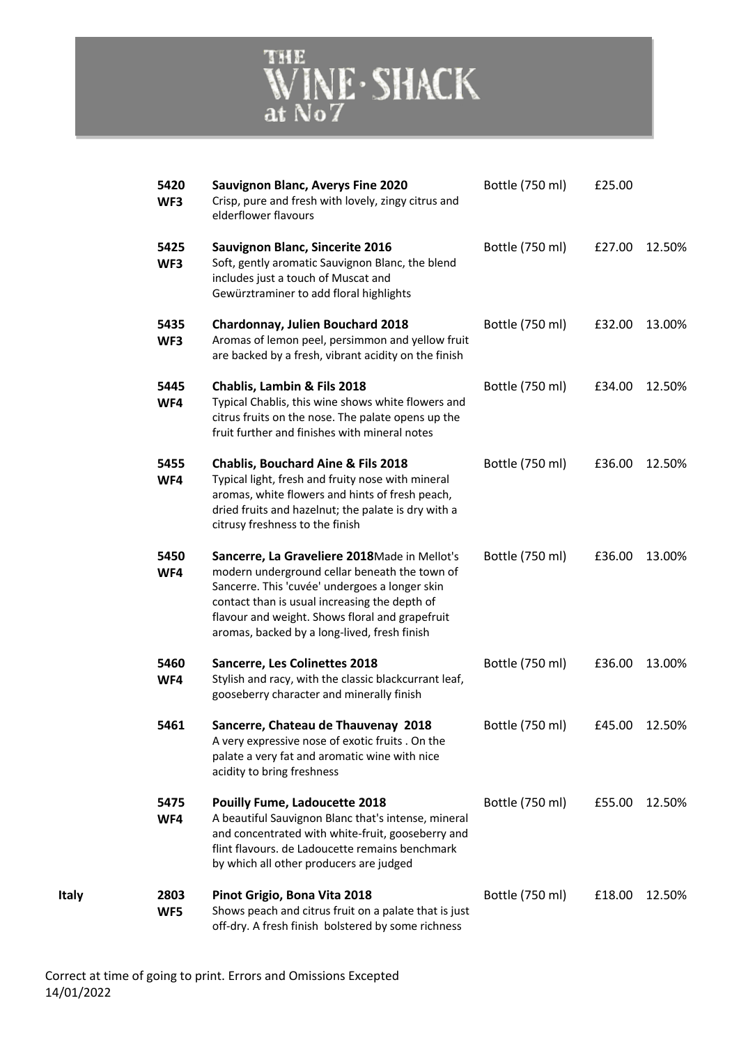# THE WINE·SHACK at No7

| Region | Code | Wine | Size | Price | ABV |
|---|---|---|---|---|---|
| | 5420<br>**WF3** | **Sauvignon Blanc, Averys Fine 2020**<br>Crisp, pure and fresh with lovely, zingy citrus and elderflower flavours | Bottle (750 ml) | £25.00 | |
| | 5425<br>**WF3** | **Sauvignon Blanc, Sincerite 2016**<br>Soft, gently aromatic Sauvignon Blanc, the blend includes just a touch of Muscat and Gewürztraminer to add floral highlights | Bottle (750 ml) | £27.00 | 12.50% |
| | 5435<br>**WF3** | **Chardonnay, Julien Bouchard 2018**<br>Aromas of lemon peel, persimmon and yellow fruit are backed by a fresh, vibrant acidity on the finish | Bottle (750 ml) | £32.00 | 13.00% |
| | 5445<br>**WF4** | **Chablis, Lambin & Fils 2018**<br>Typical Chablis, this wine shows white flowers and citrus fruits on the nose. The palate opens up the fruit further and finishes with mineral notes | Bottle (750 ml) | £34.00 | 12.50% |
| | 5455<br>**WF4** | **Chablis, Bouchard Aine & Fils 2018**<br>Typical light, fresh and fruity nose with mineral aromas, white flowers and hints of fresh peach, dried fruits and hazelnut; the palate is dry with a citrusy freshness to the finish | Bottle (750 ml) | £36.00 | 12.50% |
| | 5450<br>**WF4** | **Sancerre, La Graveliere 2018**Made in Mellot's modern underground cellar beneath the town of Sancerre. This 'cuvée' undergoes a longer skin contact than is usual increasing the depth of flavour and weight. Shows floral and grapefruit aromas, backed by a long-lived, fresh finish | Bottle (750 ml) | £36.00 | 13.00% |
| | 5460<br>**WF4** | **Sancerre, Les Colinettes 2018**<br>Stylish and racy, with the classic blackcurrant leaf, gooseberry character and minerally finish | Bottle (750 ml) | £36.00 | 13.00% |
| | 5461 | **Sancerre, Chateau de Thauvenay 2018**<br>A very expressive nose of exotic fruits . On the palate a very fat and aromatic wine with nice acidity to bring freshness | Bottle (750 ml) | £45.00 | 12.50% |
| | 5475<br>**WF4** | **Pouilly Fume, Ladoucette 2018**<br>A beautiful Sauvignon Blanc that's intense, mineral and concentrated with white-fruit, gooseberry and flint flavours. de Ladoucette remains benchmark by which all other producers are judged | Bottle (750 ml) | £55.00 | 12.50% |
| **Italy** | 2803<br>**WF5** | **Pinot Grigio, Bona Vita 2018**<br>Shows peach and citrus fruit on a palate that is just off-dry. A fresh finish bolstered by some richness | Bottle (750 ml) | £18.00 | 12.50% |

Correct at time of going to print. Errors and Omissions Excepted
14/01/2022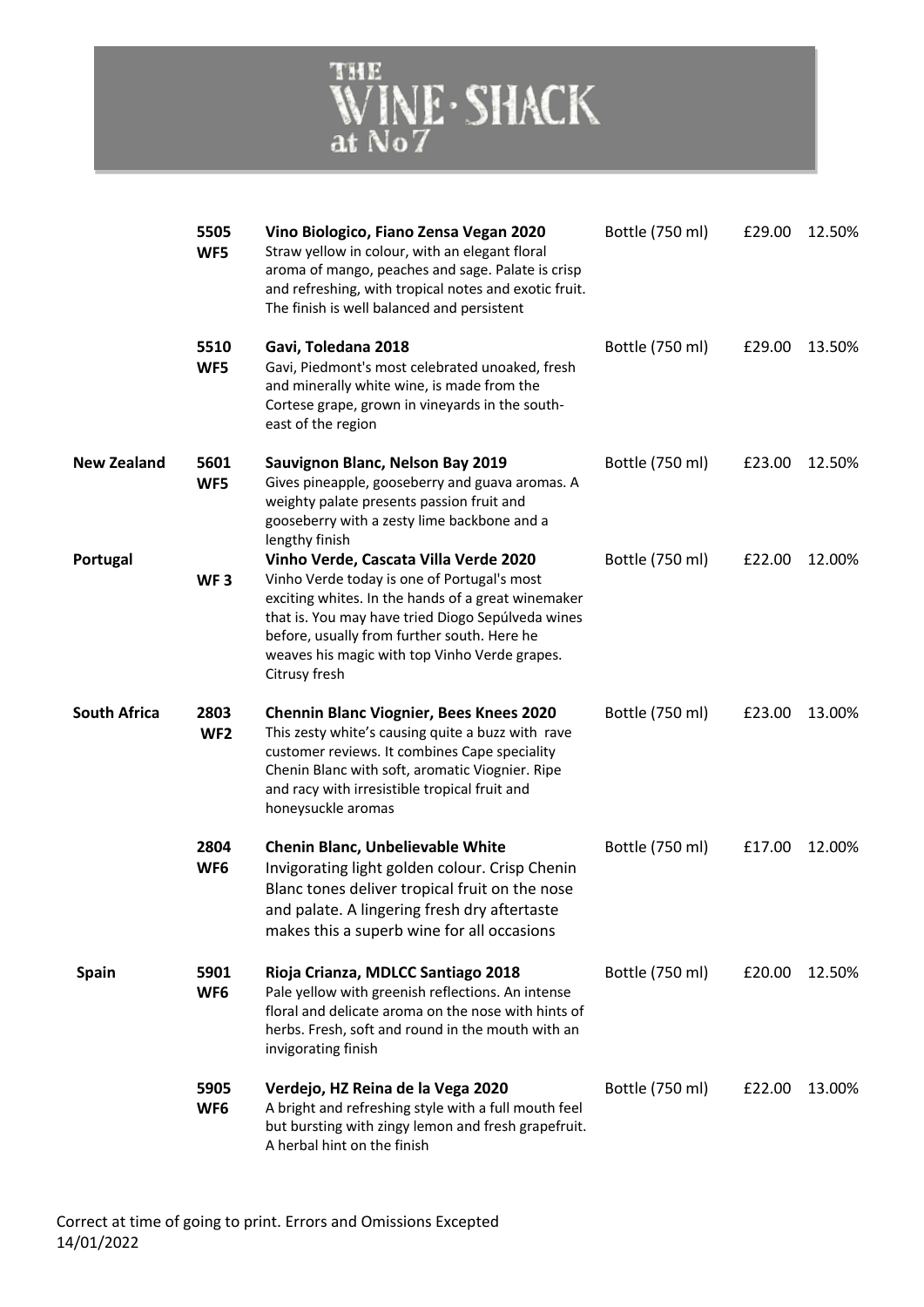# THE WINE · SHACK at No7

| Country | Code | Wine | Size | Price | ABV |
|---|---|---|---|---|---|
| | **5505** **WF5** | **Vino Biologico, Fiano Zensa Vegan 2020** Straw yellow in colour, with an elegant floral aroma of mango, peaches and sage. Palate is crisp and refreshing, with tropical notes and exotic fruit. The finish is well balanced and persistent | Bottle (750 ml) | £29.00 | 12.50% |
| | **5510** **WF5** | **Gavi, Toledana 2018** Gavi, Piedmont's most celebrated unoaked, fresh and minerally white wine, is made from the Cortese grape, grown in vineyards in the south-east of the region | Bottle (750 ml) | £29.00 | 13.50% |
| **New Zealand** | **5601** **WF5** | **Sauvignon Blanc, Nelson Bay 2019** Gives pineapple, gooseberry and guava aromas. A weighty palate presents passion fruit and gooseberry with a zesty lime backbone and a lengthy finish | Bottle (750 ml) | £23.00 | 12.50% |
| **Portugal** | **WF 3** | **Vinho Verde, Cascata Villa Verde 2020** Vinho Verde today is one of Portugal's most exciting whites. In the hands of a great winemaker that is. You may have tried Diogo Sepúlveda wines before, usually from further south. Here he weaves his magic with top Vinho Verde grapes. Citrusy fresh | Bottle (750 ml) | £22.00 | 12.00% |
| **South Africa** | **2803** **WF2** | **Chennin Blanc Viognier, Bees Knees 2020** This zesty white's causing quite a buzz with rave customer reviews. It combines Cape speciality Chenin Blanc with soft, aromatic Viognier. Ripe and racy with irresistible tropical fruit and honeysuckle aromas | Bottle (750 ml) | £23.00 | 13.00% |
| | **2804** **WF6** | **Chenin Blanc, Unbelievable White** Invigorating light golden colour. Crisp Chenin Blanc tones deliver tropical fruit on the nose and palate. A lingering fresh dry aftertaste makes this a superb wine for all occasions | Bottle (750 ml) | £17.00 | 12.00% |
| **Spain** | **5901** **WF6** | **Rioja Crianza, MDLCC Santiago 2018** Pale yellow with greenish reflections. An intense floral and delicate aroma on the nose with hints of herbs. Fresh, soft and round in the mouth with an invigorating finish | Bottle (750 ml) | £20.00 | 12.50% |
| | **5905** **WF6** | **Verdejo, HZ Reina de la Vega 2020** A bright and refreshing style with a full mouth feel but bursting with zingy lemon and fresh grapefruit. A herbal hint on the finish | Bottle (750 ml) | £22.00 | 13.00% |

Correct at time of going to print. Errors and Omissions Excepted
14/01/2022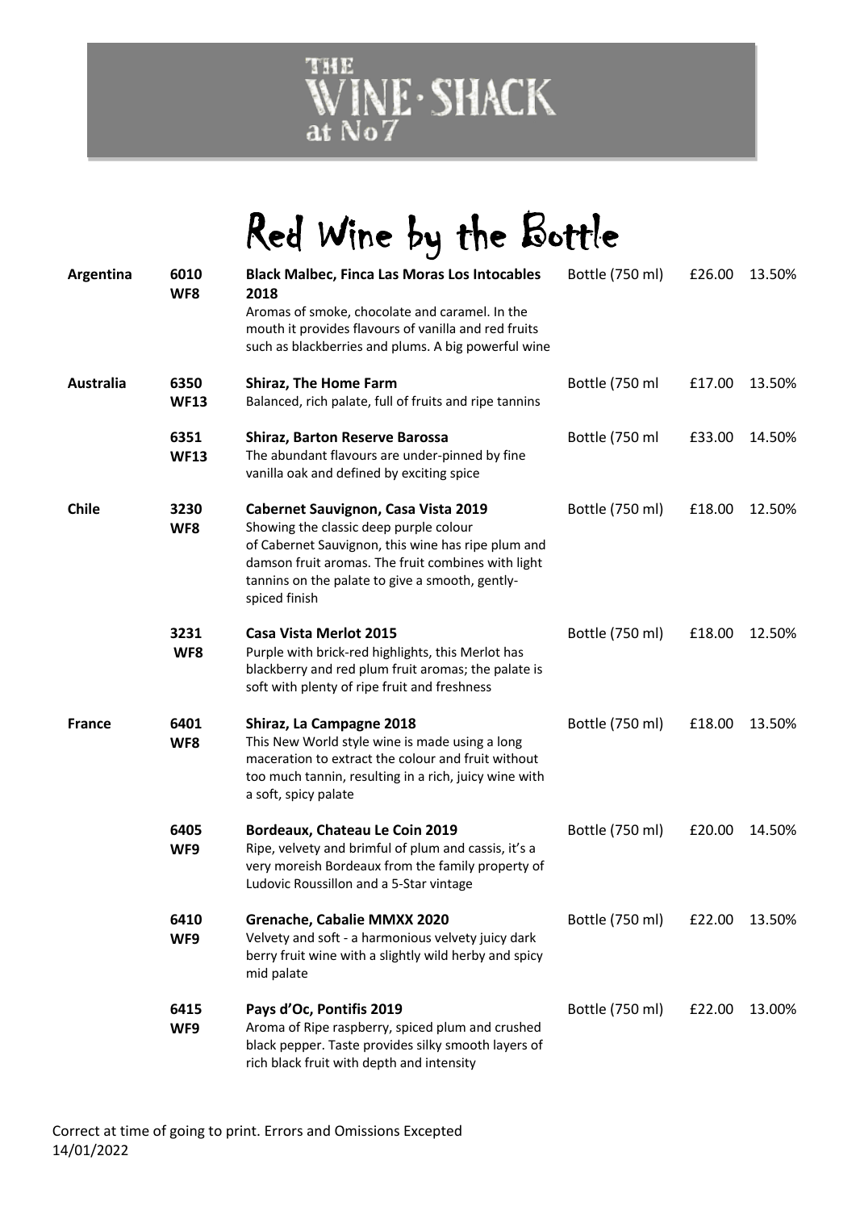# THE WINE·SHACK at No7

## Red Wine by the Bottle

| Country | Code | Wine | Size | Price | ABV |
|---|---|---|---|---|---|
| **Argentina** | **6010 WF8** | **Black Malbec, Finca Las Moras Los Intocables 2018**<br>Aromas of smoke, chocolate and caramel. In the mouth it provides flavours of vanilla and red fruits such as blackberries and plums. A big powerful wine | Bottle (750 ml) | £26.00 | 13.50% |
| **Australia** | **6350 WF13** | **Shiraz, The Home Farm**<br>Balanced, rich palate, full of fruits and ripe tannins | Bottle (750 ml | £17.00 | 13.50% |
| | **6351 WF13** | **Shiraz, Barton Reserve Barossa**<br>The abundant flavours are under-pinned by fine vanilla oak and defined by exciting spice | Bottle (750 ml | £33.00 | 14.50% |
| **Chile** | **3230 WF8** | **Cabernet Sauvignon, Casa Vista 2019**<br>Showing the classic deep purple colour of Cabernet Sauvignon, this wine has ripe plum and damson fruit aromas. The fruit combines with light tannins on the palate to give a smooth, gently-spiced finish | Bottle (750 ml) | £18.00 | 12.50% |
| | **3231 WF8** | **Casa Vista Merlot 2015**<br>Purple with brick-red highlights, this Merlot has blackberry and red plum fruit aromas; the palate is soft with plenty of ripe fruit and freshness | Bottle (750 ml) | £18.00 | 12.50% |
| **France** | **6401 WF8** | **Shiraz, La Campagne 2018**<br>This New World style wine is made using a long maceration to extract the colour and fruit without too much tannin, resulting in a rich, juicy wine with a soft, spicy palate | Bottle (750 ml) | £18.00 | 13.50% |
| | **6405 WF9** | **Bordeaux, Chateau Le Coin 2019**<br>Ripe, velvety and brimful of plum and cassis, it's a very moreish Bordeaux from the family property of Ludovic Roussillon and a 5-Star vintage | Bottle (750 ml) | £20.00 | 14.50% |
| | **6410 WF9** | **Grenache, Cabalie MMXX 2020**<br>Velvety and soft - a harmonious velvety juicy dark berry fruit wine with a slightly wild herby and spicy mid palate | Bottle (750 ml) | £22.00 | 13.50% |
| | **6415 WF9** | **Pays d'Oc, Pontifis 2019**<br>Aroma of Ripe raspberry, spiced plum and crushed black pepper. Taste provides silky smooth layers of rich black fruit with depth and intensity | Bottle (750 ml) | £22.00 | 13.00% |

Correct at time of going to print. Errors and Omissions Excepted
14/01/2022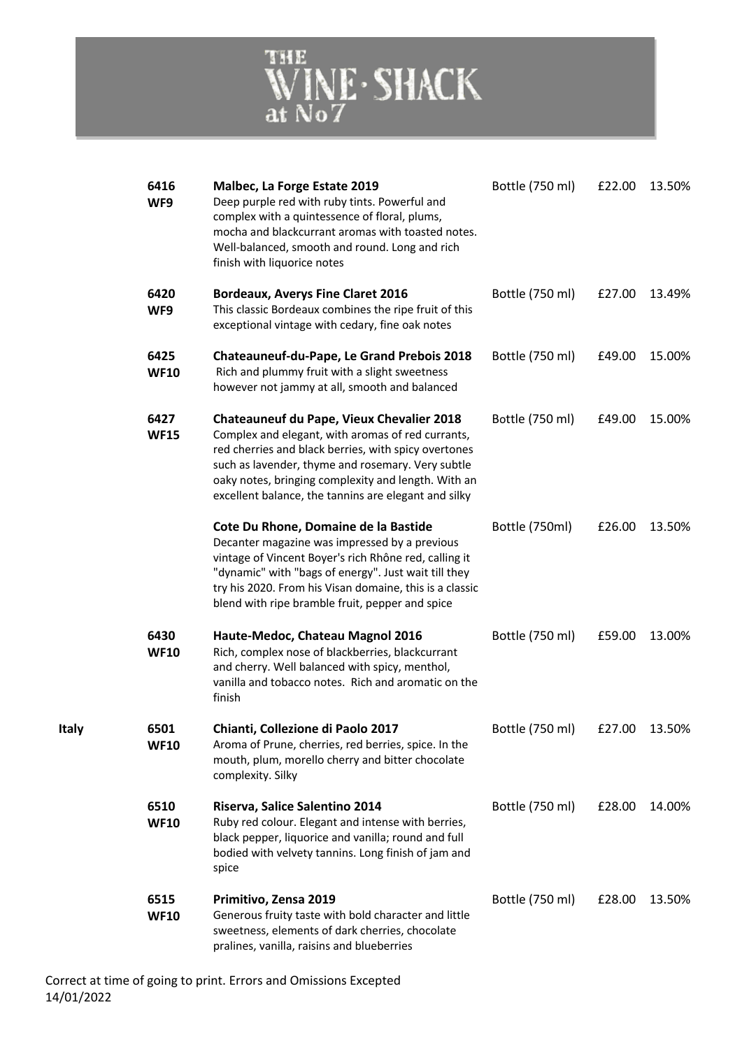# THE WINE · SHACK at No7

| Region | Code | Wine | Size | Price | ABV |
|---|---|---|---|---|---|
| | 6416<br>**WF9** | **Malbec, La Forge Estate 2019**<br>Deep purple red with ruby tints. Powerful and complex with a quintessence of floral, plums, mocha and blackcurrant aromas with toasted notes. Well-balanced, smooth and round. Long and rich finish with liquorice notes | Bottle (750 ml) | £22.00 | 13.50% |
| | 6420<br>**WF9** | **Bordeaux, Averys Fine Claret 2016**<br>This classic Bordeaux combines the ripe fruit of this exceptional vintage with cedary, fine oak notes | Bottle (750 ml) | £27.00 | 13.49% |
| | 6425<br>**WF10** | **Chateauneuf-du-Pape, Le Grand Prebois 2018**<br>Rich and plummy fruit with a slight sweetness however not jammy at all, smooth and balanced | Bottle (750 ml) | £49.00 | 15.00% |
| | 6427<br>**WF15** | **Chateauneuf du Pape, Vieux Chevalier 2018**<br>Complex and elegant, with aromas of red currants, red cherries and black berries, with spicy overtones such as lavender, thyme and rosemary. Very subtle oaky notes, bringing complexity and length. With an excellent balance, the tannins are elegant and silky | Bottle (750 ml) | £49.00 | 15.00% |
| | | **Cote Du Rhone, Domaine de la Bastide**<br>Decanter magazine was impressed by a previous vintage of Vincent Boyer's rich Rhône red, calling it "dynamic" with "bags of energy". Just wait till they try his 2020. From his Visan domaine, this is a classic blend with ripe bramble fruit, pepper and spice | Bottle (750ml) | £26.00 | 13.50% |
| | 6430<br>**WF10** | **Haute-Medoc, Chateau Magnol 2016**<br>Rich, complex nose of blackberries, blackcurrant and cherry. Well balanced with spicy, menthol, vanilla and tobacco notes. Rich and aromatic on the finish | Bottle (750 ml) | £59.00 | 13.00% |
| **Italy** | 6501<br>**WF10** | **Chianti, Collezione di Paolo 2017**<br>Aroma of Prune, cherries, red berries, spice. In the mouth, plum, morello cherry and bitter chocolate complexity. Silky | Bottle (750 ml) | £27.00 | 13.50% |
| | 6510<br>**WF10** | **Riserva, Salice Salentino 2014**<br>Ruby red colour. Elegant and intense with berries, black pepper, liquorice and vanilla; round and full bodied with velvety tannins. Long finish of jam and spice | Bottle (750 ml) | £28.00 | 14.00% |
| | 6515<br>**WF10** | **Primitivo, Zensa 2019**<br>Generous fruity taste with bold character and little sweetness, elements of dark cherries, chocolate pralines, vanilla, raisins and blueberries | Bottle (750 ml) | £28.00 | 13.50% |

Correct at time of going to print. Errors and Omissions Excepted
14/01/2022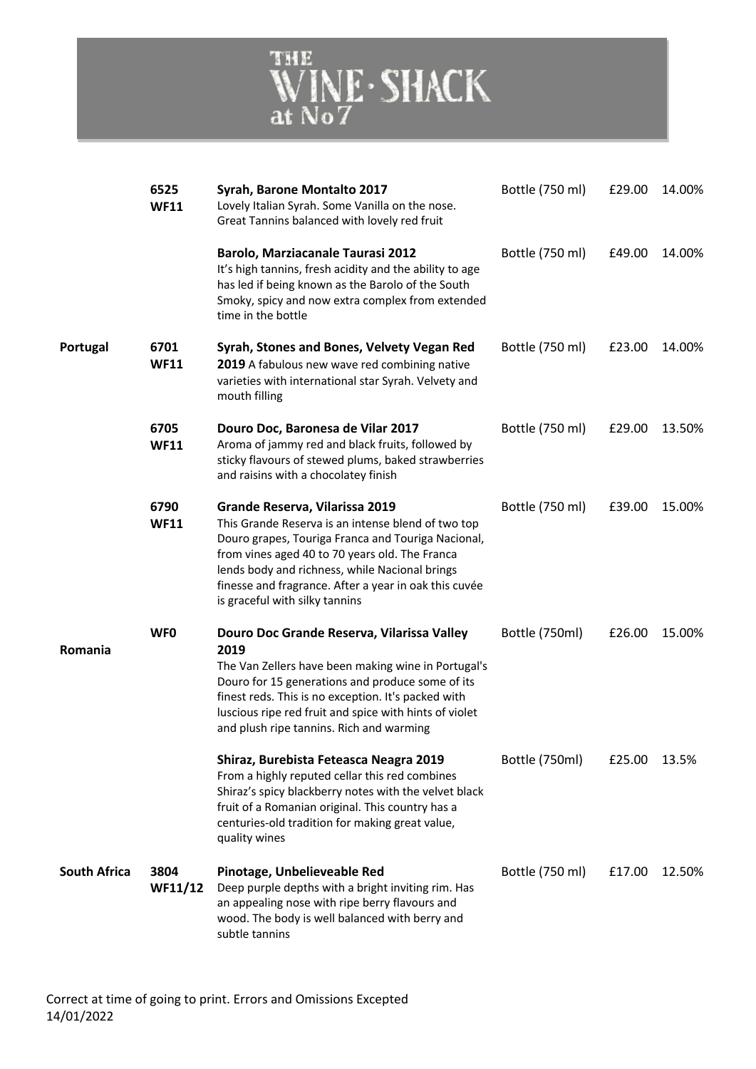# THE WINE · SHACK at No7

| Country | Code | Wine | Size | Price | ABV |
|---|---|---|---|---|---|
| | 6525<br>**WF11** | **Syrah, Barone Montalto 2017**<br>Lovely Italian Syrah. Some Vanilla on the nose. Great Tannins balanced with lovely red fruit | Bottle (750 ml) | £29.00 | 14.00% |
| | | **Barolo, Marziacanale Taurasi 2012**<br>It's high tannins, fresh acidity and the ability to age has led if being known as the Barolo of the South Smoky, spicy and now extra complex from extended time in the bottle | Bottle (750 ml) | £49.00 | 14.00% |
| **Portugal** | 6701<br>**WF11** | **Syrah, Stones and Bones, Velvety Vegan Red 2019** A fabulous new wave red combining native varieties with international star Syrah. Velvety and mouth filling | Bottle (750 ml) | £23.00 | 14.00% |
| | 6705<br>**WF11** | **Douro Doc, Baronesa de Vilar 2017**<br>Aroma of jammy red and black fruits, followed by sticky flavours of stewed plums, baked strawberries and raisins with a chocolatey finish | Bottle (750 ml) | £29.00 | 13.50% |
| | 6790<br>**WF11** | **Grande Reserva, Vilarissa 2019**<br>This Grande Reserva is an intense blend of two top Douro grapes, Touriga Franca and Touriga Nacional, from vines aged 40 to 70 years old. The Franca lends body and richness, while Nacional brings finesse and fragrance. After a year in oak this cuvée is graceful with silky tannins | Bottle (750 ml) | £39.00 | 15.00% |
| | **WF0** | **Douro Doc Grande Reserva, Vilarissa Valley 2019**<br>The Van Zellers have been making wine in Portugal's Douro for 15 generations and produce some of its finest reds. This is no exception. It's packed with luscious ripe red fruit and spice with hints of violet and plush ripe tannins. Rich and warming | Bottle (750ml) | £26.00 | 15.00% |
| **Romania** | | **Shiraz, Burebista Feteasca Neagra 2019**<br>From a highly reputed cellar this red combines Shiraz's spicy blackberry notes with the velvet black fruit of a Romanian original. This country has a centuries-old tradition for making great value, quality wines | Bottle (750ml) | £25.00 | 13.5% |
| **South Africa** | 3804<br>**WF11/12** | **Pinotage, Unbelieveable Red**<br>Deep purple depths with a bright inviting rim. Has an appealing nose with ripe berry flavours and wood. The body is well balanced with berry and subtle tannins | Bottle (750 ml) | £17.00 | 12.50% |

Correct at time of going to print. Errors and Omissions Excepted
14/01/2022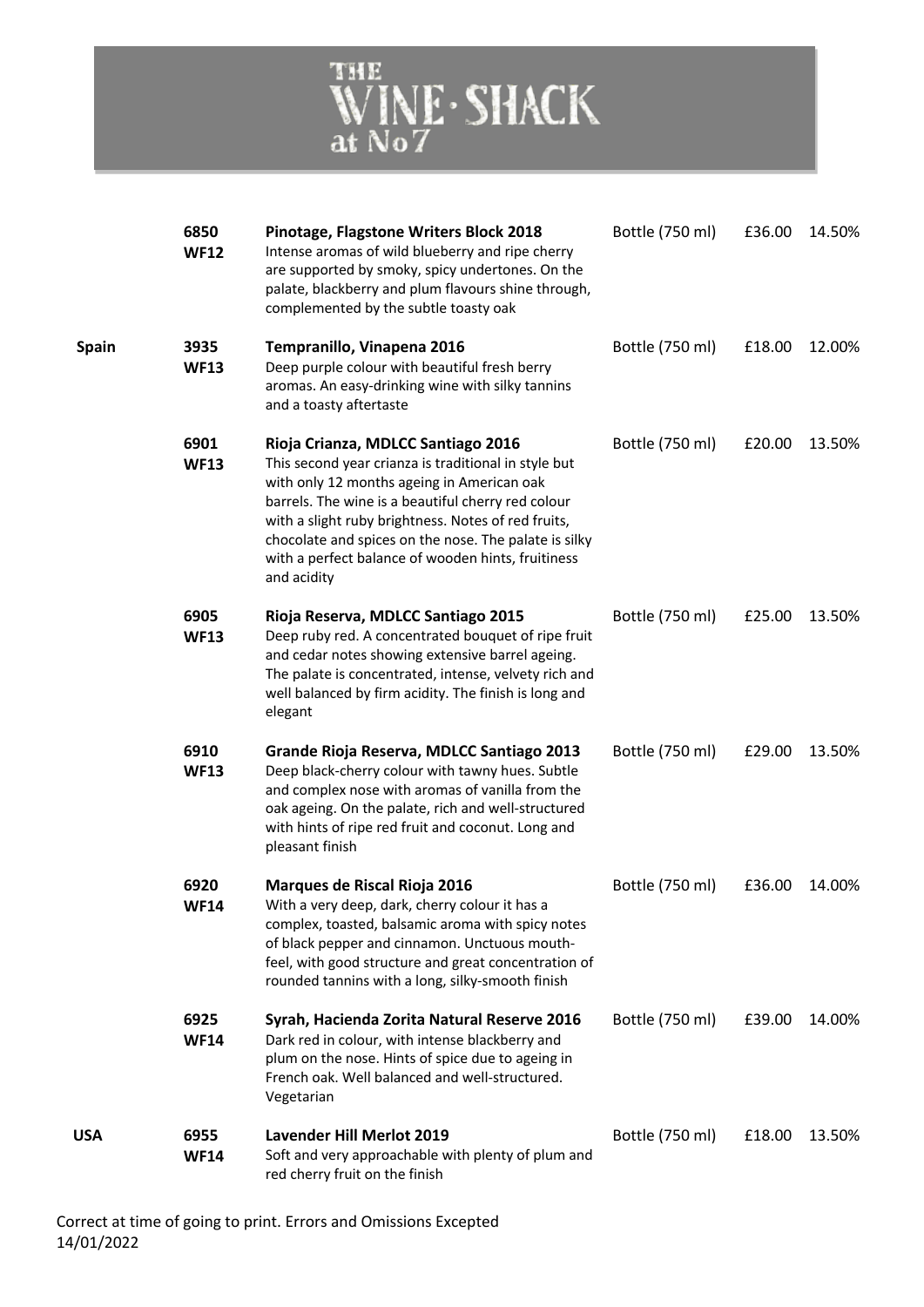# THE WINE · SHACK at No7

| Country | Code | Wine | Size | Price | ABV |
|---|---|---|---|---|---|
| | 6850 **WF12** | **Pinotage, Flagstone Writers Block 2018** Intense aromas of wild blueberry and ripe cherry are supported by smoky, spicy undertones. On the palate, blackberry and plum flavours shine through, complemented by the subtle toasty oak | Bottle (750 ml) | £36.00 | 14.50% |
| **Spain** | 3935 **WF13** | **Tempranillo, Vinapena 2016** Deep purple colour with beautiful fresh berry aromas. An easy-drinking wine with silky tannins and a toasty aftertaste | Bottle (750 ml) | £18.00 | 12.00% |
| | 6901 **WF13** | **Rioja Crianza, MDLCC Santiago 2016** This second year crianza is traditional in style but with only 12 months ageing in American oak barrels. The wine is a beautiful cherry red colour with a slight ruby brightness. Notes of red fruits, chocolate and spices on the nose. The palate is silky with a perfect balance of wooden hints, fruitiness and acidity | Bottle (750 ml) | £20.00 | 13.50% |
| | 6905 **WF13** | **Rioja Reserva, MDLCC Santiago 2015** Deep ruby red. A concentrated bouquet of ripe fruit and cedar notes showing extensive barrel ageing. The palate is concentrated, intense, velvety rich and well balanced by firm acidity. The finish is long and elegant | Bottle (750 ml) | £25.00 | 13.50% |
| | 6910 **WF13** | **Grande Rioja Reserva, MDLCC Santiago 2013** Deep black-cherry colour with tawny hues. Subtle and complex nose with aromas of vanilla from the oak ageing. On the palate, rich and well-structured with hints of ripe red fruit and coconut. Long and pleasant finish | Bottle (750 ml) | £29.00 | 13.50% |
| | 6920 **WF14** | **Marques de Riscal Rioja 2016** With a very deep, dark, cherry colour it has a complex, toasted, balsamic aroma with spicy notes of black pepper and cinnamon. Unctuous mouth-feel, with good structure and great concentration of rounded tannins with a long, silky-smooth finish | Bottle (750 ml) | £36.00 | 14.00% |
| | 6925 **WF14** | **Syrah, Hacienda Zorita Natural Reserve 2016** Dark red in colour, with intense blackberry and plum on the nose. Hints of spice due to ageing in French oak. Well balanced and well-structured. Vegetarian | Bottle (750 ml) | £39.00 | 14.00% |
| **USA** | 6955 **WF14** | **Lavender Hill Merlot 2019** Soft and very approachable with plenty of plum and red cherry fruit on the finish | Bottle (750 ml) | £18.00 | 13.50% |

Correct at time of going to print. Errors and Omissions Excepted
14/01/2022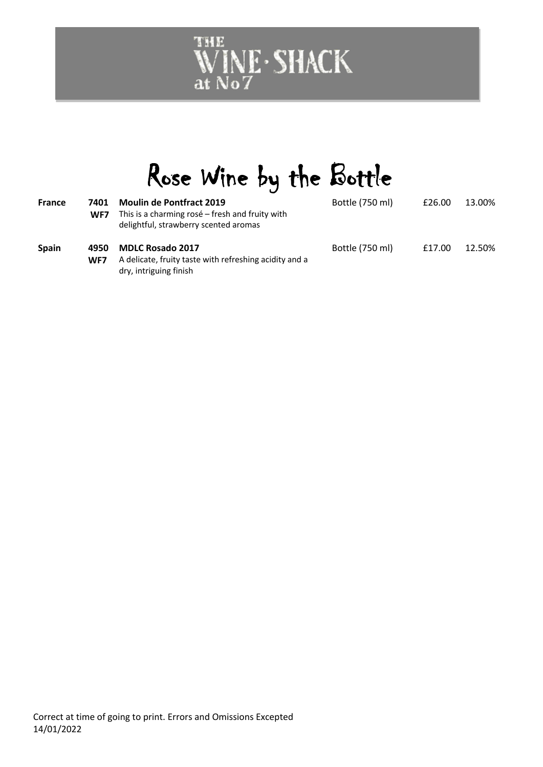THE WINE·SHACK at No7

# Rose Wine by the Bottle

| Country | Code | Wine | Size | Price | ABV |
|---|---|---|---|---|---|
| **France** | **7401 WF7** | **Moulin de Pontfract 2019**<br>This is a charming rosé – fresh and fruity with delightful, strawberry scented aromas | Bottle (750 ml) | £26.00 | 13.00% |
| **Spain** | **4950 WF7** | **MDLC Rosado 2017**<br>A delicate, fruity taste with refreshing acidity and a dry, intriguing finish | Bottle (750 ml) | £17.00 | 12.50% |

Correct at time of going to print. Errors and Omissions Excepted
14/01/2022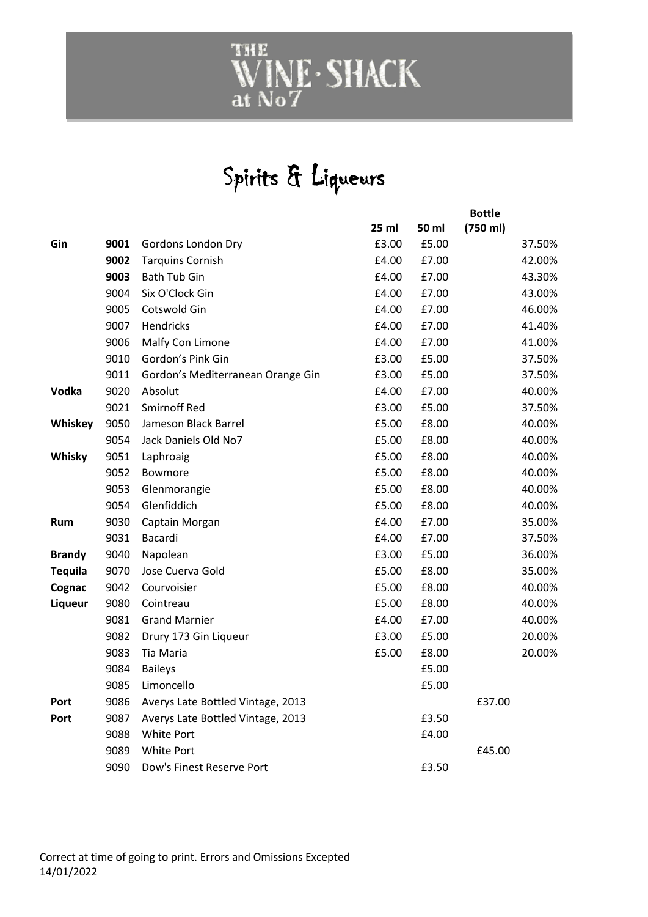# THE WINE·SHACK at No7

## Spirits & Liqueurs

| | | | 25 ml | 50 ml | Bottle (750 ml) | |
|---|---|---|---|---|---|---|
| **Gin** | **9001** | Gordons London Dry | £3.00 | £5.00 | | 37.50% |
| | **9002** | Tarquins Cornish | £4.00 | £7.00 | | 42.00% |
| | **9003** | Bath Tub Gin | £4.00 | £7.00 | | 43.30% |
| | 9004 | Six O'Clock Gin | £4.00 | £7.00 | | 43.00% |
| | 9005 | Cotswold Gin | £4.00 | £7.00 | | 46.00% |
| | 9007 | Hendricks | £4.00 | £7.00 | | 41.40% |
| | 9006 | Malfy Con Limone | £4.00 | £7.00 | | 41.00% |
| | 9010 | Gordon's Pink Gin | £3.00 | £5.00 | | 37.50% |
| | 9011 | Gordon's Mediterranean Orange Gin | £3.00 | £5.00 | | 37.50% |
| **Vodka** | 9020 | Absolut | £4.00 | £7.00 | | 40.00% |
| | 9021 | Smirnoff Red | £3.00 | £5.00 | | 37.50% |
| **Whiskey** | 9050 | Jameson Black Barrel | £5.00 | £8.00 | | 40.00% |
| | 9054 | Jack Daniels Old No7 | £5.00 | £8.00 | | 40.00% |
| **Whisky** | 9051 | Laphroaig | £5.00 | £8.00 | | 40.00% |
| | 9052 | Bowmore | £5.00 | £8.00 | | 40.00% |
| | 9053 | Glenmorangie | £5.00 | £8.00 | | 40.00% |
| | 9054 | Glenfiddich | £5.00 | £8.00 | | 40.00% |
| **Rum** | 9030 | Captain Morgan | £4.00 | £7.00 | | 35.00% |
| | 9031 | Bacardi | £4.00 | £7.00 | | 37.50% |
| **Brandy** | 9040 | Napolean | £3.00 | £5.00 | | 36.00% |
| **Tequila** | 9070 | Jose Cuerva Gold | £5.00 | £8.00 | | 35.00% |
| **Cognac** | 9042 | Courvoisier | £5.00 | £8.00 | | 40.00% |
| **Liqueur** | 9080 | Cointreau | £5.00 | £8.00 | | 40.00% |
| | 9081 | Grand Marnier | £4.00 | £7.00 | | 40.00% |
| | 9082 | Drury 173 Gin Liqueur | £3.00 | £5.00 | | 20.00% |
| | 9083 | Tia Maria | £5.00 | £8.00 | | 20.00% |
| | 9084 | Baileys | | £5.00 | | |
| | 9085 | Limoncello | | £5.00 | | |
| **Port** | 9086 | Averys Late Bottled Vintage, 2013 | | | £37.00 | |
| **Port** | 9087 | Averys Late Bottled Vintage, 2013 | | £3.50 | | |
| | 9088 | White Port | | £4.00 | | |
| | 9089 | White Port | | | £45.00 | |
| | 9090 | Dow's Finest Reserve Port | | £3.50 | | |

Correct at time of going to print. Errors and Omissions Excepted
14/01/2022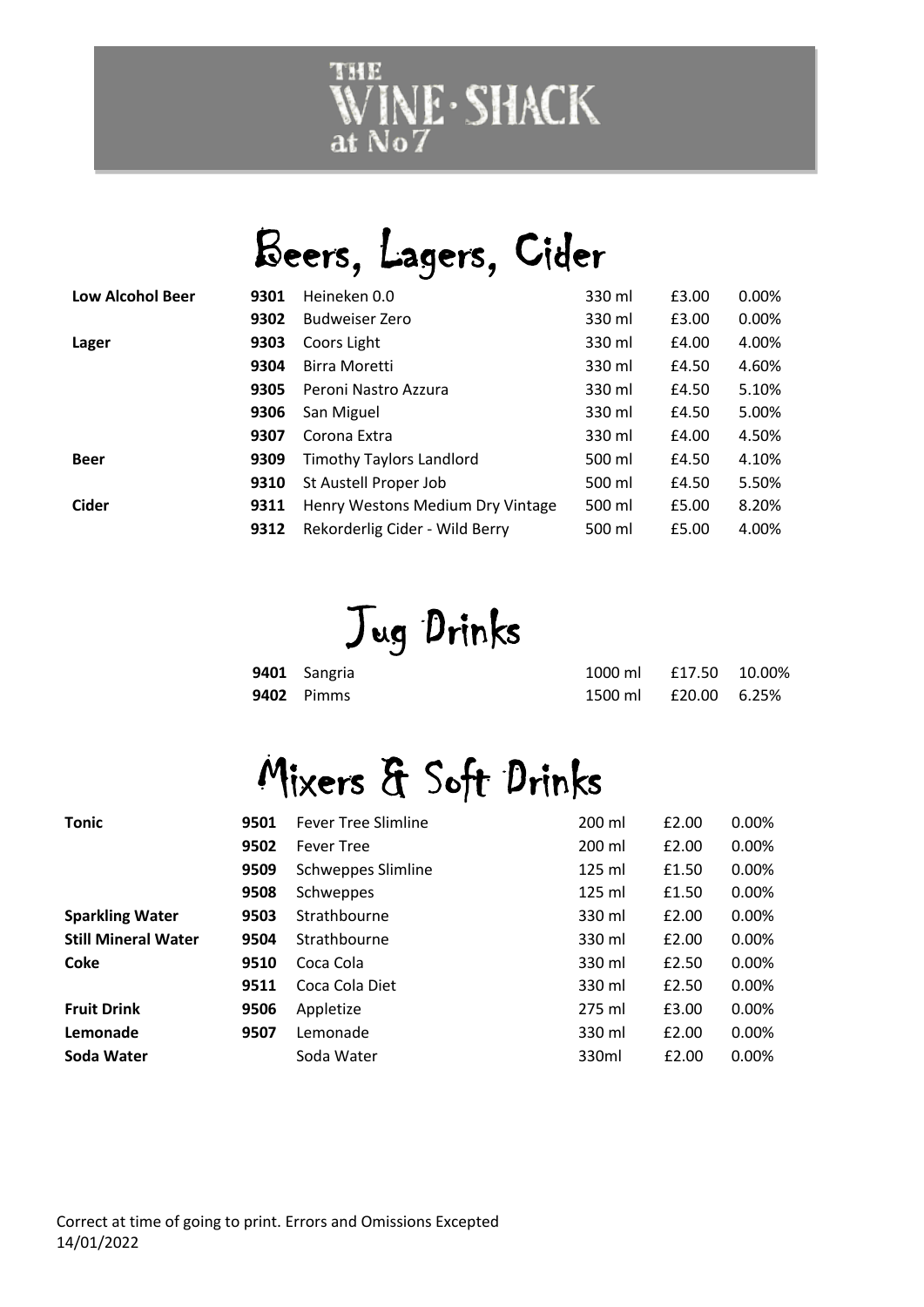# THE WINE · SHACK at No7

## Beers, Lagers, Cider

| | | | | | |
|---|---|---|---|---|---|
| **Low Alcohol Beer** | **9301** | Heineken 0.0 | 330 ml | £3.00 | 0.00% |
| | **9302** | Budweiser Zero | 330 ml | £3.00 | 0.00% |
| **Lager** | **9303** | Coors Light | 330 ml | £4.00 | 4.00% |
| | **9304** | Birra Moretti | 330 ml | £4.50 | 4.60% |
| | **9305** | Peroni Nastro Azzura | 330 ml | £4.50 | 5.10% |
| | **9306** | San Miguel | 330 ml | £4.50 | 5.00% |
| | **9307** | Corona Extra | 330 ml | £4.00 | 4.50% |
| **Beer** | **9309** | Timothy Taylors Landlord | 500 ml | £4.50 | 4.10% |
| | **9310** | St Austell Proper Job | 500 ml | £4.50 | 5.50% |
| **Cider** | **9311** | Henry Westons Medium Dry Vintage | 500 ml | £5.00 | 8.20% |
| | **9312** | Rekorderlig Cider - Wild Berry | 500 ml | £5.00 | 4.00% |

## Jug Drinks

| | | | | |
|---|---|---|---|---|
| **9401** | Sangria | 1000 ml | £17.50 | 10.00% |
| **9402** | Pimms | 1500 ml | £20.00 | 6.25% |

## Mixers & Soft Drinks

| | | | | | |
|---|---|---|---|---|---|
| **Tonic** | **9501** | Fever Tree Slimline | 200 ml | £2.00 | 0.00% |
| | **9502** | Fever Tree | 200 ml | £2.00 | 0.00% |
| | **9509** | Schweppes Slimline | 125 ml | £1.50 | 0.00% |
| | **9508** | Schweppes | 125 ml | £1.50 | 0.00% |
| **Sparkling Water** | **9503** | Strathbourne | 330 ml | £2.00 | 0.00% |
| **Still Mineral Water** | **9504** | Strathbourne | 330 ml | £2.00 | 0.00% |
| **Coke** | **9510** | Coca Cola | 330 ml | £2.50 | 0.00% |
| | **9511** | Coca Cola Diet | 330 ml | £2.50 | 0.00% |
| **Fruit Drink** | **9506** | Appletize | 275 ml | £3.00 | 0.00% |
| **Lemonade** | **9507** | Lemonade | 330 ml | £2.00 | 0.00% |
| **Soda Water** | | Soda Water | 330ml | £2.00 | 0.00% |

Correct at time of going to print. Errors and Omissions Excepted
14/01/2022